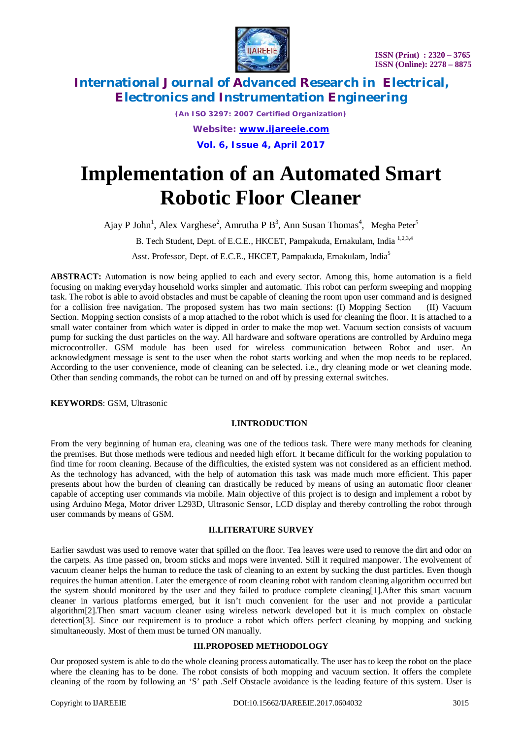# Implementation of an Automated Smart Robotic Floor Cleaner

Ajay P John[1], Alex Varghese[2], Amrutha P B[3], Ann Susan Thomas[4], Megha Peter[5]

B. Tech Student, Dept. of E.C.E., HKCET, Pampakuda, Ernakulam, India [1,2,3,4]

Asst. Professor, Dept. of E.C.E., HKCET, Pampakuda, Ernakulam, India[5]

**ABSTRACT:** Automation is now being applied to each and every sector. Among this, home automation is a field focusing on making everyday household works simpler and automatic. This robot can perform sweeping and mopping task. The robot is able to avoid obstacles and must be capable of cleaning the room upon user command and is designed for a collision free navigation. The proposed system has two main sections: (I) Mopping Section (II) Vacuum Section. Mopping section consists of a mop attached to the robot which is used for cleaning the floor. It is attached to a small water container from which water is dipped in order to make the mop wet. Vacuum section consists of vacuum pump for sucking the dust particles on the way. All hardware and software operations are controlled by Arduino mega microcontroller. GSM module has been used for wireless communication between Robot and user. An acknowledgment message is sent to the user when the robot starts working and when the mop needs to be replaced. According to the user convenience, mode of cleaning can be selected. i.e., dry cleaning mode or wet cleaning mode. Other than sending commands, the robot can be turned on and off by pressing external switches.

**KEYWORDS**: GSM, Ultrasonic

## I.INTRODUCTION

From the very beginning of human era, cleaning was one of the tedious task. There were many methods for cleaning the premises. But those methods were tedious and needed high effort. It became difficult for the working population to find time for room cleaning. Because of the difficulties, the existed system was not considered as an efficient method. As the technology has advanced, with the help of automation this task was made much more efficient. This paper presents about how the burden of cleaning can drastically be reduced by means of using an automatic floor cleaner capable of accepting user commands via mobile. Main objective of this project is to design and implement a robot by using Arduino Mega, Motor driver L293D, Ultrasonic Sensor, LCD display and thereby controlling the robot through user commands by means of GSM.

## II.LITERATURE SURVEY

Earlier sawdust was used to remove water that spilled on the floor. Tea leaves were used to remove the dirt and odor on the carpets. As time passed on, broom sticks and mops were invented. Still it required manpower. The evolvement of vacuum cleaner helps the human to reduce the task of cleaning to an extent by sucking the dust particles. Even though requires the human attention. Later the emergence of room cleaning robot with random cleaning algorithm occurred but the system should monitored by the user and they failed to produce complete cleaning[1].After this smart vacuum cleaner in various platforms emerged, but it isn't much convenient for the user and not provide a particular algorithm[2].Then smart vacuum cleaner using wireless network developed but it is much complex on obstacle detection[3]. Since our requirement is to produce a robot which offers perfect cleaning by mopping and sucking simultaneously. Most of them must be turned ON manually.

## III.PROPOSED METHODOLOGY

Our proposed system is able to do the whole cleaning process automatically. The user has to keep the robot on the place where the cleaning has to be done. The robot consists of both mopping and vacuum section. It offers the complete cleaning of the room by following an 'S' path .Self Obstacle avoidance is the leading feature of this system. User is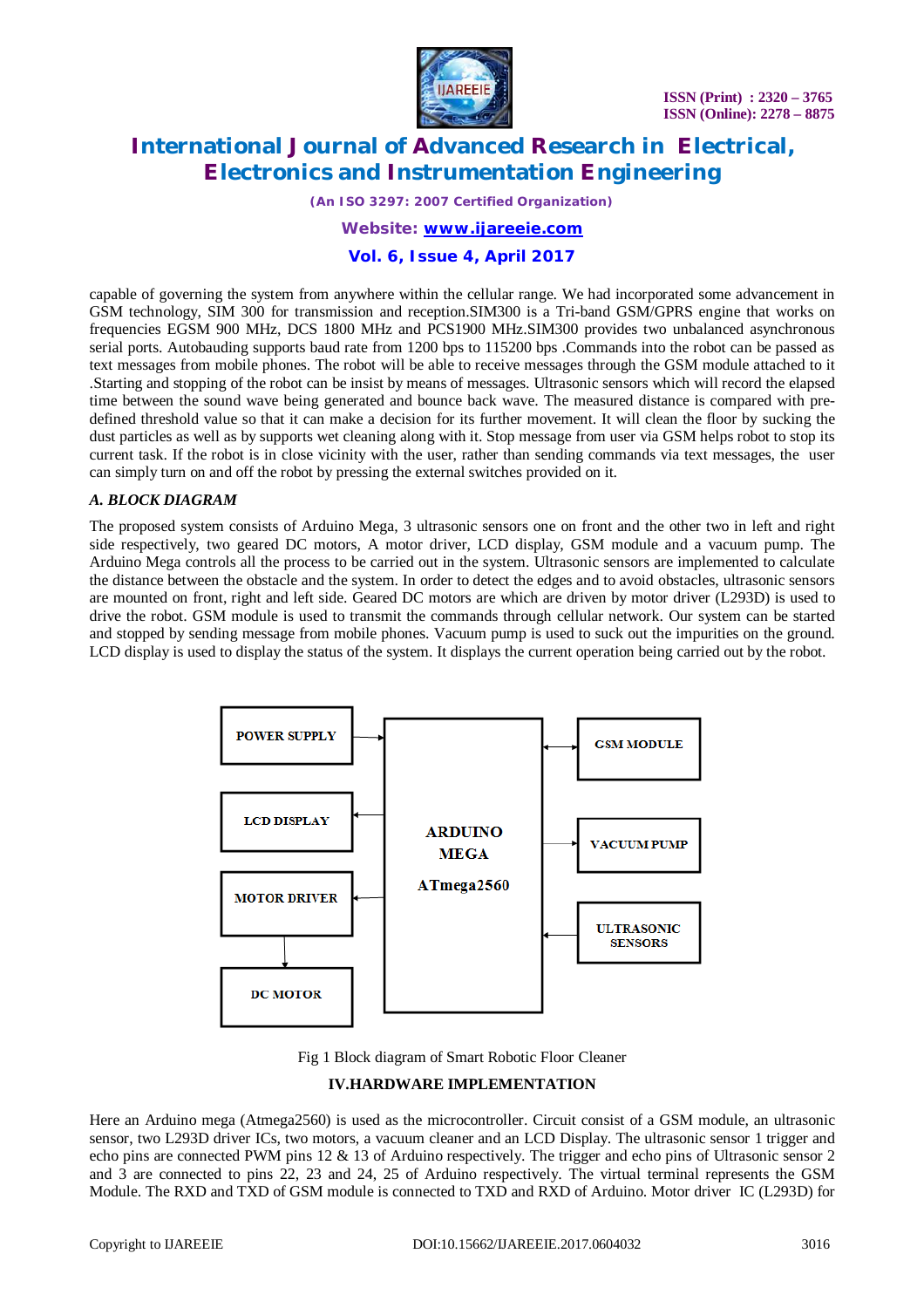capable of governing the system from anywhere within the cellular range. We had incorporated some advancement in GSM technology, SIM 300 for transmission and reception.SIM300 is a Tri-band GSM/GPRS engine that works on frequencies EGSM 900 MHz, DCS 1800 MHz and PCS1900 MHz.SIM300 provides two unbalanced asynchronous serial ports. Autobauding supports baud rate from 1200 bps to 115200 bps .Commands into the robot can be passed as text messages from mobile phones. The robot will be able to receive messages through the GSM module attached to it .Starting and stopping of the robot can be insist by means of messages. Ultrasonic sensors which will record the elapsed time between the sound wave being generated and bounce back wave. The measured distance is compared with pre-defined threshold value so that it can make a decision for its further movement. It will clean the floor by sucking the dust particles as well as by supports wet cleaning along with it. Stop message from user via GSM helps robot to stop its current task. If the robot is in close vicinity with the user, rather than sending commands via text messages, the user can simply turn on and off the robot by pressing the external switches provided on it.

### *A. BLOCK DIAGRAM*

The proposed system consists of Arduino Mega, 3 ultrasonic sensors one on front and the other two in left and right side respectively, two geared DC motors, A motor driver, LCD display, GSM module and a vacuum pump. The Arduino Mega controls all the process to be carried out in the system. Ultrasonic sensors are implemented to calculate the distance between the obstacle and the system. In order to detect the edges and to avoid obstacles, ultrasonic sensors are mounted on front, right and left side. Geared DC motors are which are driven by motor driver (L293D) is used to drive the robot. GSM module is used to transmit the commands through cellular network. Our system can be started and stopped by sending message from mobile phones. Vacuum pump is used to suck out the impurities on the ground. LCD display is used to display the status of the system. It displays the current operation being carried out by the robot.

POWER SUPPLY | LCD DISPLAY | MOTOR DRIVER | DC MOTOR | ARDUINO MEGA ATmega2560 | GSM MODULE | VACUUM PUMP | ULTRASONIC SENSORS

Fig 1 Block diagram of Smart Robotic Floor Cleaner

## IV.HARDWARE IMPLEMENTATION

Here an Arduino mega (Atmega2560) is used as the microcontroller. Circuit consist of a GSM module, an ultrasonic sensor, two L293D driver ICs, two motors, a vacuum cleaner and an LCD Display. The ultrasonic sensor 1 trigger and echo pins are connected PWM pins 12 & 13 of Arduino respectively. The trigger and echo pins of Ultrasonic sensor 2 and 3 are connected to pins 22, 23 and 24, 25 of Arduino respectively. The virtual terminal represents the GSM Module. The RXD and TXD of GSM module is connected to TXD and RXD of Arduino. Motor driver IC (L293D) for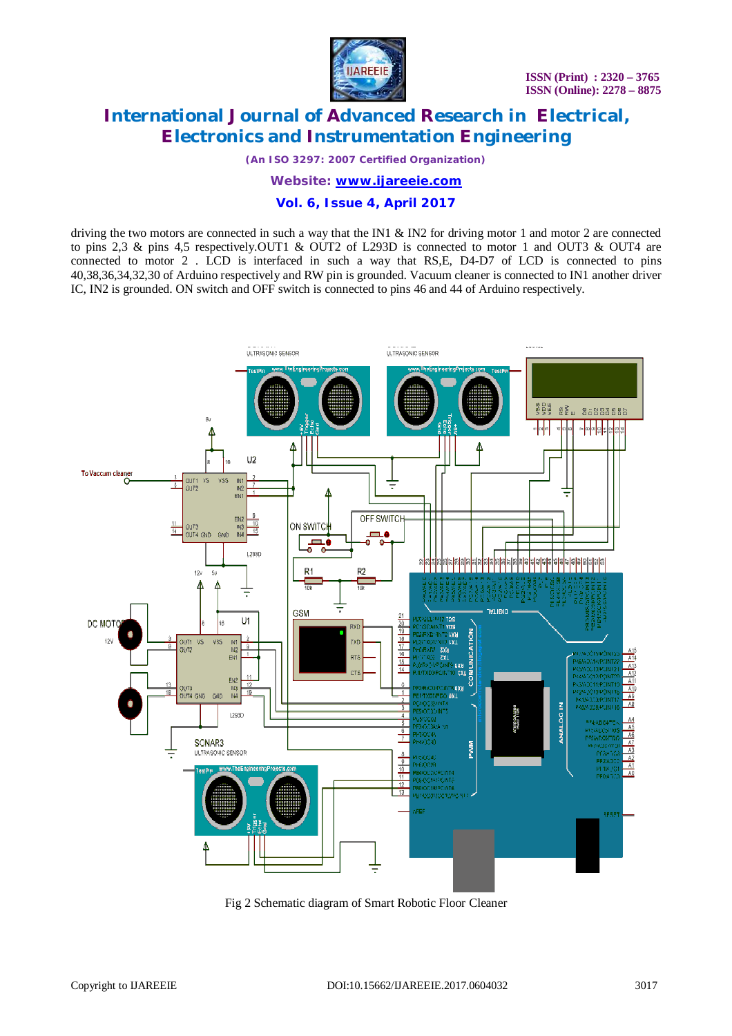driving the two motors are connected in such a way that the IN1 & IN2 for driving motor 1 and motor 2 are connected to pins 2,3 & pins 4,5 respectively.OUT1 & OUT2 of L293D is connected to motor 1 and OUT3 & OUT4 are connected to motor 2 . LCD is interfaced in such a way that RS,E, D4-D7 of LCD is connected to pins 40,38,36,34,32,30 of Arduino respectively and RW pin is grounded. Vacuum cleaner is connected to IN1 another driver IC, IN2 is grounded. ON switch and OFF switch is connected to pins 46 and 44 of Arduino respectively.

Fig 2 Schematic diagram of Smart Robotic Floor Cleaner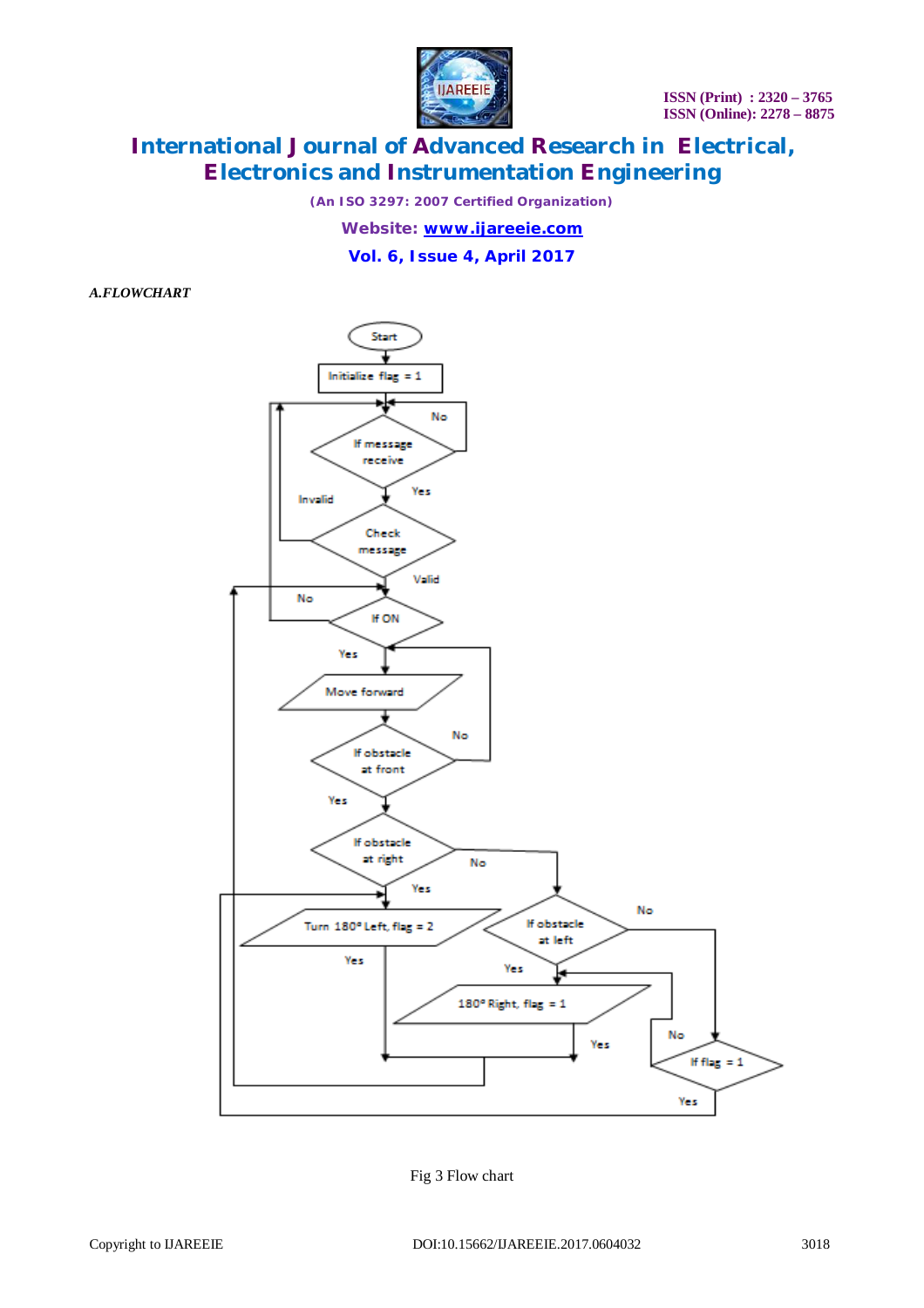*A.FLOWCHART*

Start

Initialize flag = 1

If message receive

No

Yes

Invalid

Check message

Valid

No

If ON

Yes

Move forward

If obstacle at front

No

Yes

If obstacle at right

No

Yes

Turn 180° Left, flag = 2

If obstacle at left

No

Yes

Yes

180° Right, flag = 1

Yes

No

If flag = 1

Yes

Fig 3 Flow chart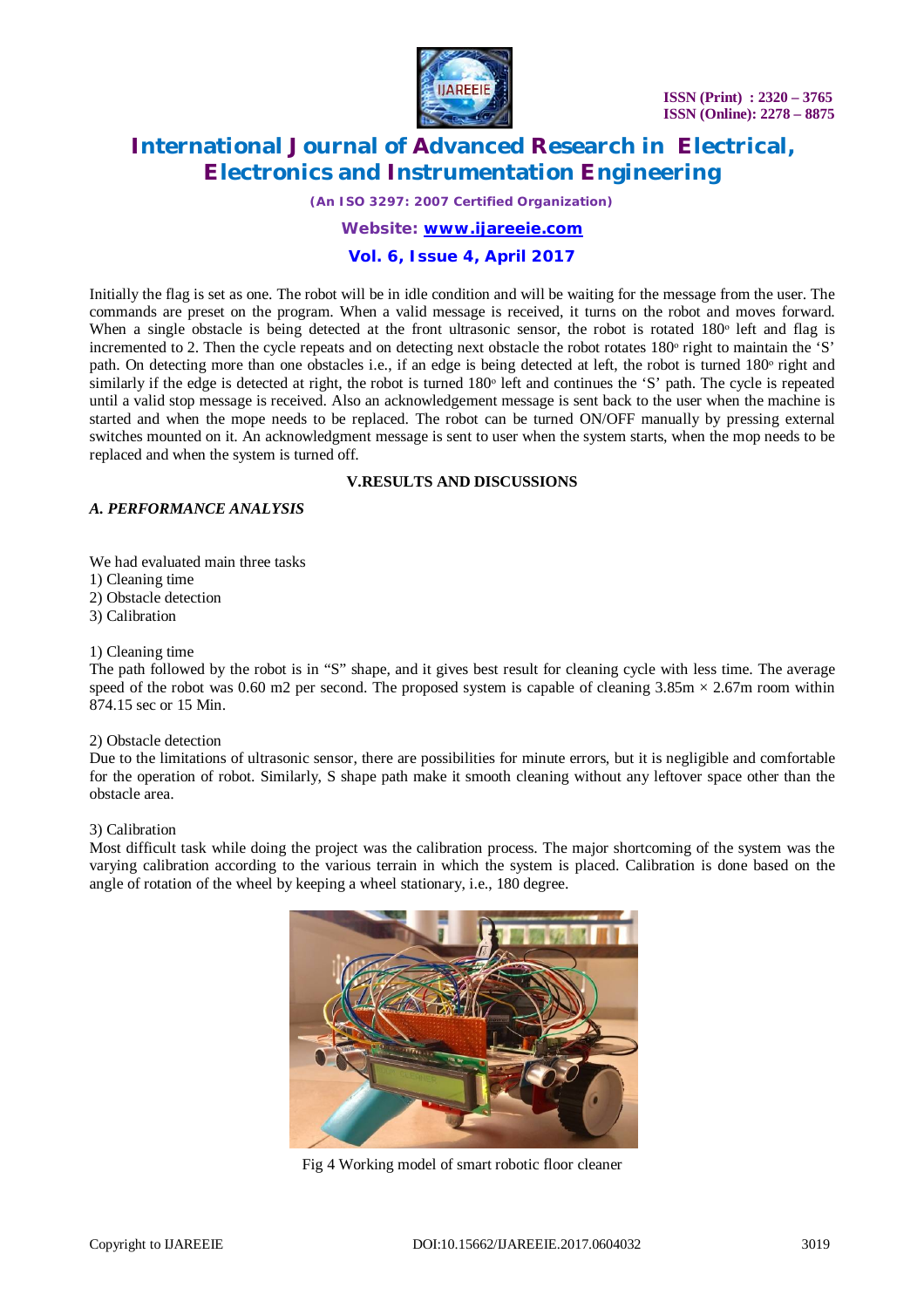Initially the flag is set as one. The robot will be in idle condition and will be waiting for the message from the user. The commands are preset on the program. When a valid message is received, it turns on the robot and moves forward. When a single obstacle is being detected at the front ultrasonic sensor, the robot is rotated 180° left and flag is incremented to 2. Then the cycle repeats and on detecting next obstacle the robot rotates 180° right to maintain the 'S' path. On detecting more than one obstacles i.e., if an edge is being detected at left, the robot is turned 180° right and similarly if the edge is detected at right, the robot is turned 180° left and continues the 'S' path. The cycle is repeated until a valid stop message is received. Also an acknowledgement message is sent back to the user when the machine is started and when the mope needs to be replaced. The robot can be turned ON/OFF manually by pressing external switches mounted on it. An acknowledgment message is sent to user when the system starts, when the mop needs to be replaced and when the system is turned off.

## V.RESULTS AND DISCUSSIONS

### *A. PERFORMANCE ANALYSIS*

We had evaluated main three tasks
1) Cleaning time
2) Obstacle detection
3) Calibration

1) Cleaning time
The path followed by the robot is in "S" shape, and it gives best result for cleaning cycle with less time. The average speed of the robot was 0.60 m2 per second. The proposed system is capable of cleaning 3.85m × 2.67m room within 874.15 sec or 15 Min.

2) Obstacle detection
Due to the limitations of ultrasonic sensor, there are possibilities for minute errors, but it is negligible and comfortable for the operation of robot. Similarly, S shape path make it smooth cleaning without any leftover space other than the obstacle area.

3) Calibration
Most difficult task while doing the project was the calibration process. The major shortcoming of the system was the varying calibration according to the various terrain in which the system is placed. Calibration is done based on the angle of rotation of the wheel by keeping a wheel stationary, i.e., 180 degree.

Fig 4 Working model of smart robotic floor cleaner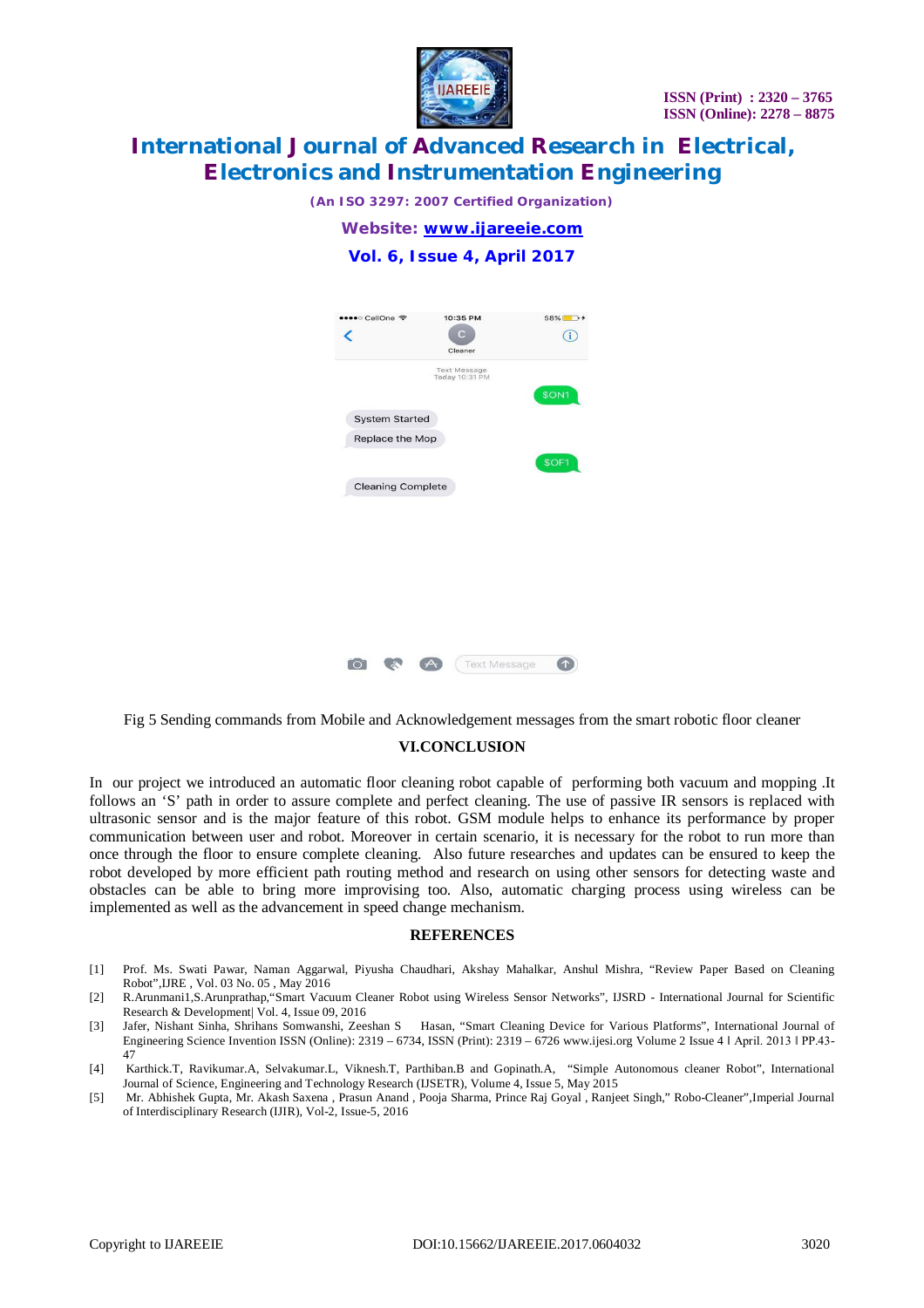Fig 5 Sending commands from Mobile and Acknowledgement messages from the smart robotic floor cleaner

## VI.CONCLUSION

In our project we introduced an automatic floor cleaning robot capable of performing both vacuum and mopping .It follows an 'S' path in order to assure complete and perfect cleaning. The use of passive IR sensors is replaced with ultrasonic sensor and is the major feature of this robot. GSM module helps to enhance its performance by proper communication between user and robot. Moreover in certain scenario, it is necessary for the robot to run more than once through the floor to ensure complete cleaning. Also future researches and updates can be ensured to keep the robot developed by more efficient path routing method and research on using other sensors for detecting waste and obstacles can be able to bring more improvising too. Also, automatic charging process using wireless can be implemented as well as the advancement in speed change mechanism.

## REFERENCES

[1] Prof. Ms. Swati Pawar, Naman Aggarwal, Piyusha Chaudhari, Akshay Mahalkar, Anshul Mishra, "Review Paper Based on Cleaning Robot",IJRE , Vol. 03 No. 05 , May 2016

[2] R.Arunmani1,S.Arunprathap,"Smart Vacuum Cleaner Robot using Wireless Sensor Networks", IJSRD - International Journal for Scientific Research & Development| Vol. 4, Issue 09, 2016

[3] Jafer, Nishant Sinha, Shrihans Somwanshi, Zeeshan S Hasan, "Smart Cleaning Device for Various Platforms", International Journal of Engineering Science Invention ISSN (Online): 2319 – 6734, ISSN (Print): 2319 – 6726 www.ijesi.org Volume 2 Issue 4 ǁ April. 2013 ǁ PP.43-47

[4] Karthick.T, Ravikumar.A, Selvakumar.L, Viknesh.T, Parthiban.B and Gopinath.A, "Simple Autonomous cleaner Robot", International Journal of Science, Engineering and Technology Research (IJSETR), Volume 4, Issue 5, May 2015

[5] Mr. Abhishek Gupta, Mr. Akash Saxena , Prasun Anand , Pooja Sharma, Prince Raj Goyal , Ranjeet Singh," Robo-Cleaner",Imperial Journal of Interdisciplinary Research (IJIR), Vol-2, Issue-5, 2016